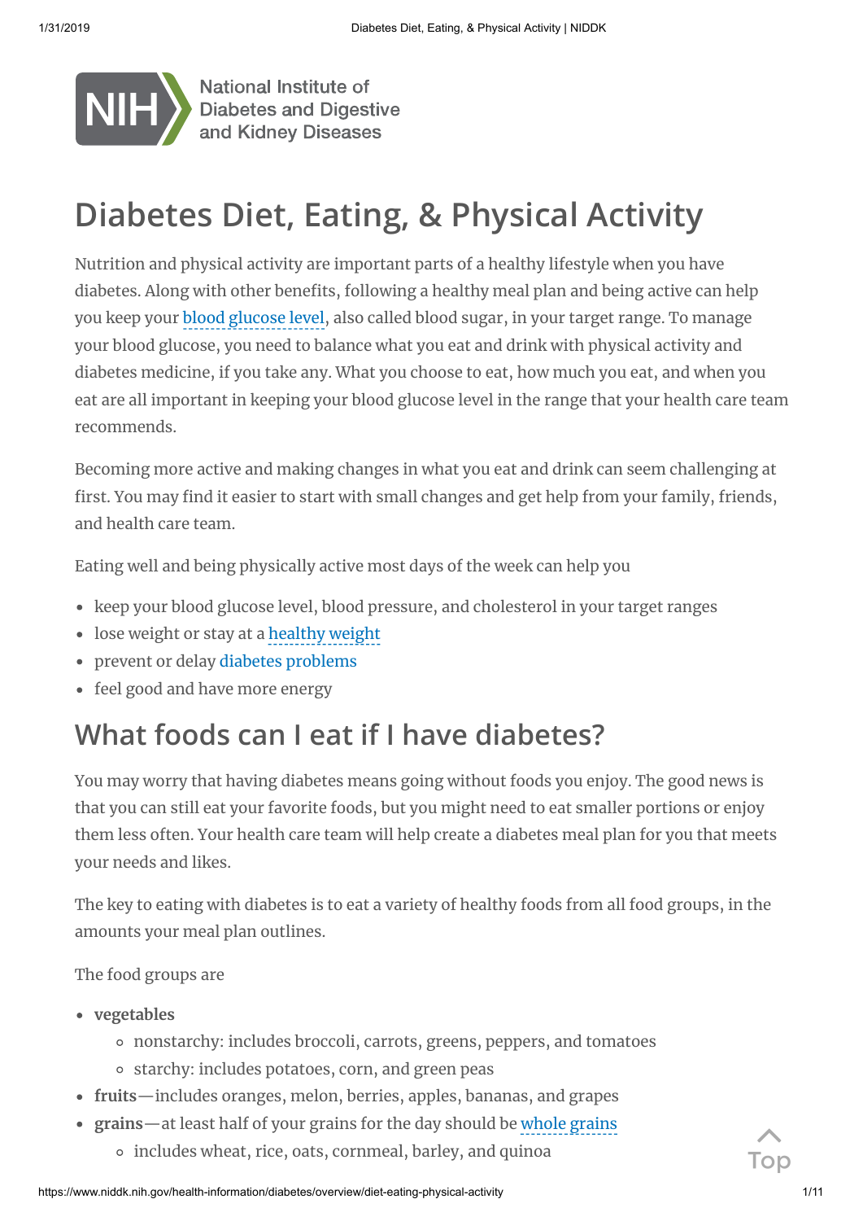National Institute of Diabetes and Digestive and Kidney Diseases

# Diabetes Diet, Eating, & Physical Activity

Nutrition and physical activity are important parts of a healthy lifestyle when you have diabetes. Along with other benefits, following a healthy meal plan and being active can help you keep your blood glucose level, also called blood sugar, in your target range. To manage your blood glucose, you need to balance what you eat and drink with physical activity and diabetes medicine, if you take any. What you choose to eat, how much you eat, and when you eat are all important in keeping your blood glucose level in the range that your health care team recommends.

Becoming more active and making changes in what you eat and drink can seem challenging at first. You may find it easier to start with small changes and get help from your family, friends, and health care team.

Eating well and being physically active most days of the week can help you

- keep your blood glucose level, blood pressure, and cholesterol in your target ranges
- lose weight or stay at a healthy weight
- prevent or delay diabetes problems
- feel good and have more energy

## What foods can I eat if I have diabetes?

You may worry that having diabetes means going without foods you enjoy. The good news is that you can still eat your favorite foods, but you might need to eat smaller portions or enjoy them less often. Your health care team will help create a diabetes meal plan for you that meets your needs and likes.

The key to eating with diabetes is to eat a variety of healthy foods from all food groups, in the amounts your meal plan outlines.

The food groups are

- **vegetables**
  - nonstarchy: includes broccoli, carrots, greens, peppers, and tomatoes
  - starchy: includes potatoes, corn, and green peas
- **fruits**—includes oranges, melon, berries, apples, bananas, and grapes
- **grains**—at least half of your grains for the day should be whole grains
  - includes wheat, rice, oats, cornmeal, barley, and quinoa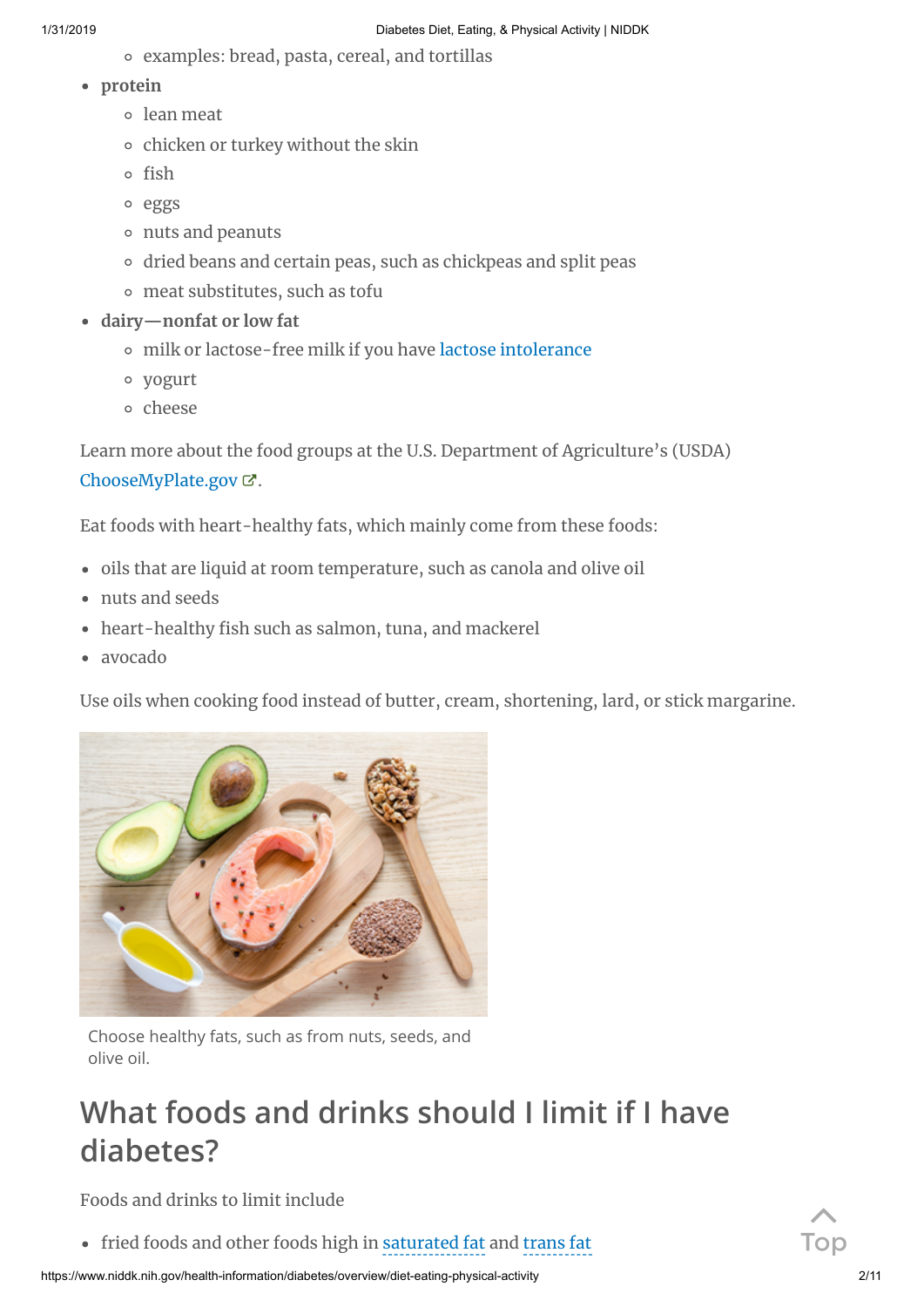- examples: bread, pasta, cereal, and tortillas
- **protein**
  - lean meat
  - chicken or turkey without the skin
  - fish
  - eggs
  - nuts and peanuts
  - dried beans and certain peas, such as chickpeas and split peas
  - meat substitutes, such as tofu
- **dairy—nonfat or low fat**
  - milk or lactose-free milk if you have lactose intolerance
  - yogurt
  - cheese

Learn more about the food groups at the U.S. Department of Agriculture's (USDA) ChooseMyPlate.gov.

Eat foods with heart-healthy fats, which mainly come from these foods:

- oils that are liquid at room temperature, such as canola and olive oil
- nuts and seeds
- heart-healthy fish such as salmon, tuna, and mackerel
- avocado

Use oils when cooking food instead of butter, cream, shortening, lard, or stick margarine.

Choose healthy fats, such as from nuts, seeds, and olive oil.

## What foods and drinks should I limit if I have diabetes?

Foods and drinks to limit include

- fried foods and other foods high in saturated fat and trans fat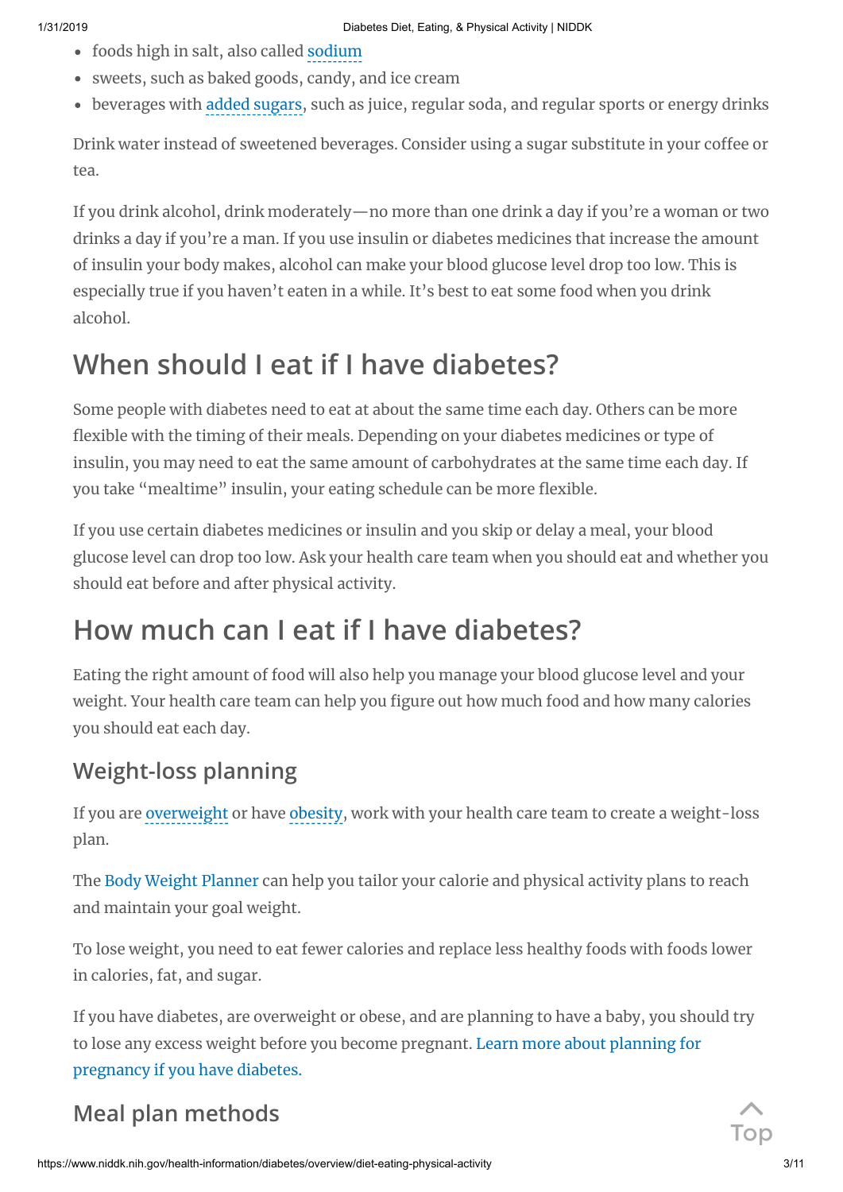- foods high in salt, also called sodium
- sweets, such as baked goods, candy, and ice cream
- beverages with added sugars, such as juice, regular soda, and regular sports or energy drinks

Drink water instead of sweetened beverages. Consider using a sugar substitute in your coffee or tea.

If you drink alcohol, drink moderately—no more than one drink a day if you're a woman or two drinks a day if you're a man. If you use insulin or diabetes medicines that increase the amount of insulin your body makes, alcohol can make your blood glucose level drop too low. This is especially true if you haven't eaten in a while. It's best to eat some food when you drink alcohol.

# When should I eat if I have diabetes?

Some people with diabetes need to eat at about the same time each day. Others can be more flexible with the timing of their meals. Depending on your diabetes medicines or type of insulin, you may need to eat the same amount of carbohydrates at the same time each day. If you take "mealtime" insulin, your eating schedule can be more flexible.

If you use certain diabetes medicines or insulin and you skip or delay a meal, your blood glucose level can drop too low. Ask your health care team when you should eat and whether you should eat before and after physical activity.

# How much can I eat if I have diabetes?

Eating the right amount of food will also help you manage your blood glucose level and your weight. Your health care team can help you figure out how much food and how many calories you should eat each day.

## Weight-loss planning

If you are overweight or have obesity, work with your health care team to create a weight-loss plan.

The Body Weight Planner can help you tailor your calorie and physical activity plans to reach and maintain your goal weight.

To lose weight, you need to eat fewer calories and replace less healthy foods with foods lower in calories, fat, and sugar.

If you have diabetes, are overweight or obese, and are planning to have a baby, you should try to lose any excess weight before you become pregnant. Learn more about planning for pregnancy if you have diabetes.

## Meal plan methods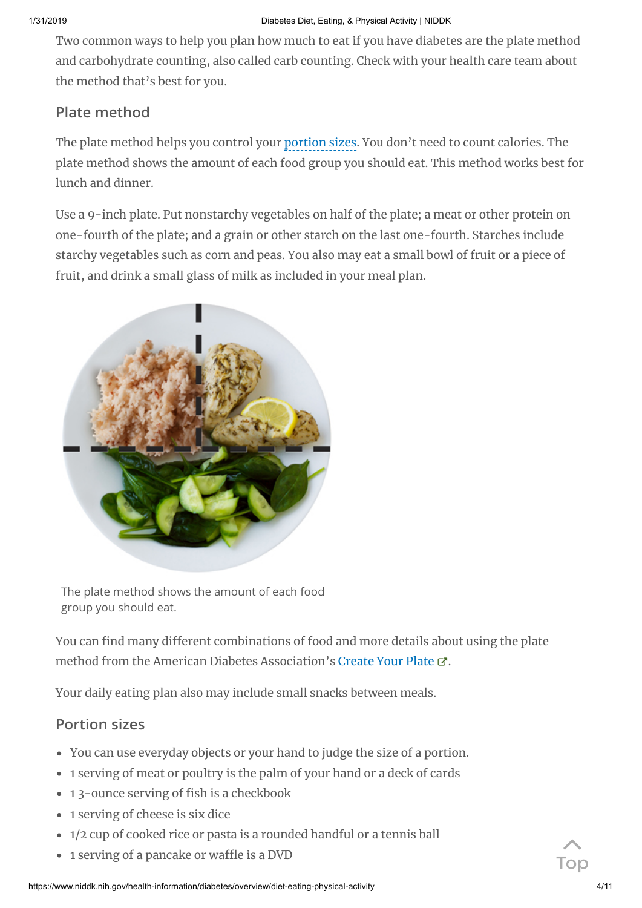Two common ways to help you plan how much to eat if you have diabetes are the plate method and carbohydrate counting, also called carb counting. Check with your health care team about the method that's best for you.

## Plate method

The plate method helps you control your portion sizes. You don't need to count calories. The plate method shows the amount of each food group you should eat. This method works best for lunch and dinner.

Use a 9-inch plate. Put nonstarchy vegetables on half of the plate; a meat or other protein on one-fourth of the plate; and a grain or other starch on the last one-fourth. Starches include starchy vegetables such as corn and peas. You also may eat a small bowl of fruit or a piece of fruit, and drink a small glass of milk as included in your meal plan.

The plate method shows the amount of each food group you should eat.

You can find many different combinations of food and more details about using the plate method from the American Diabetes Association's Create Your Plate.

Your daily eating plan also may include small snacks between meals.

## Portion sizes

- You can use everyday objects or your hand to judge the size of a portion.
- 1 serving of meat or poultry is the palm of your hand or a deck of cards
- 1 3-ounce serving of fish is a checkbook
- 1 serving of cheese is six dice
- 1/2 cup of cooked rice or pasta is a rounded handful or a tennis ball
- 1 serving of a pancake or waffle is a DVD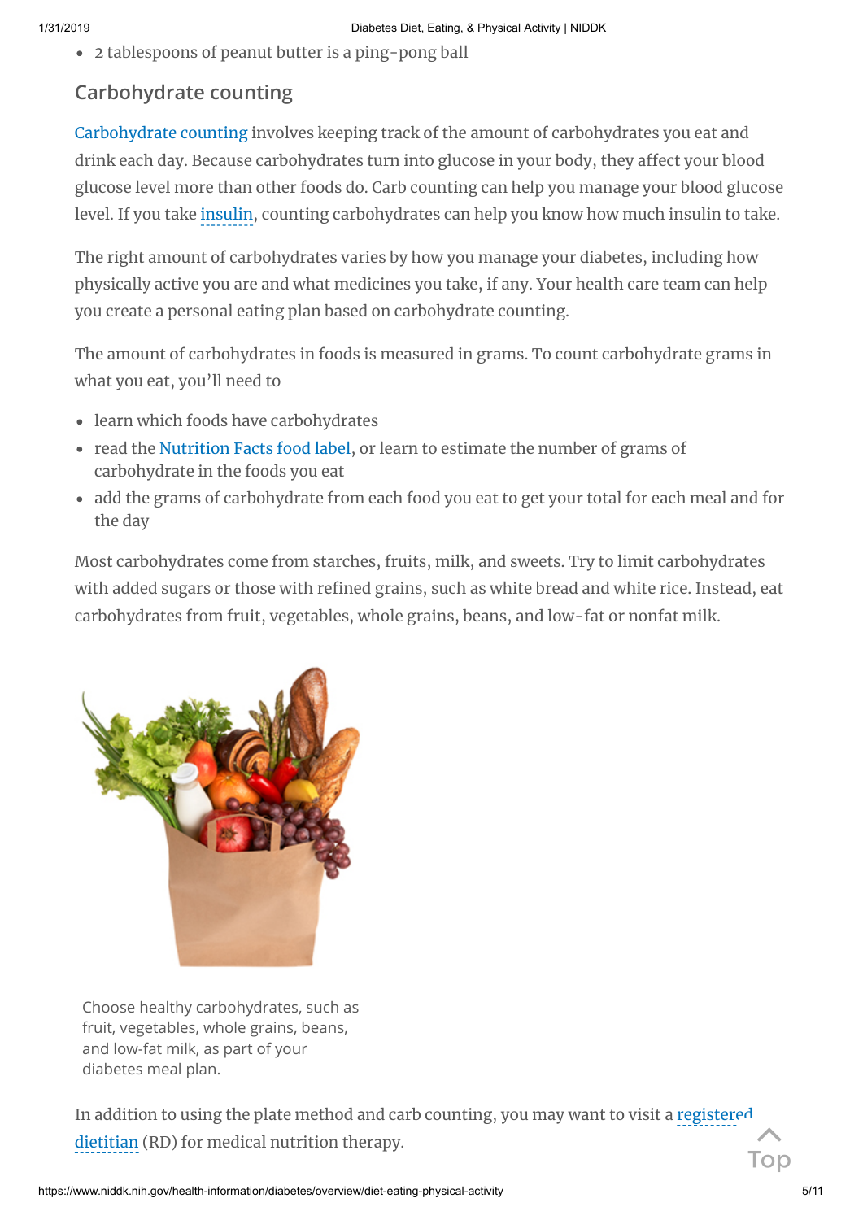- 2 tablespoons of peanut butter is a ping-pong ball

### Carbohydrate counting

Carbohydrate counting involves keeping track of the amount of carbohydrates you eat and drink each day. Because carbohydrates turn into glucose in your body, they affect your blood glucose level more than other foods do. Carb counting can help you manage your blood glucose level. If you take insulin, counting carbohydrates can help you know how much insulin to take.

The right amount of carbohydrates varies by how you manage your diabetes, including how physically active you are and what medicines you take, if any. Your health care team can help you create a personal eating plan based on carbohydrate counting.

The amount of carbohydrates in foods is measured in grams. To count carbohydrate grams in what you eat, you'll need to

- learn which foods have carbohydrates
- read the Nutrition Facts food label, or learn to estimate the number of grams of carbohydrate in the foods you eat
- add the grams of carbohydrate from each food you eat to get your total for each meal and for the day

Most carbohydrates come from starches, fruits, milk, and sweets. Try to limit carbohydrates with added sugars or those with refined grains, such as white bread and white rice. Instead, eat carbohydrates from fruit, vegetables, whole grains, beans, and low-fat or nonfat milk.

Choose healthy carbohydrates, such as fruit, vegetables, whole grains, beans, and low-fat milk, as part of your diabetes meal plan.

In addition to using the plate method and carb counting, you may want to visit a registered dietitian (RD) for medical nutrition therapy.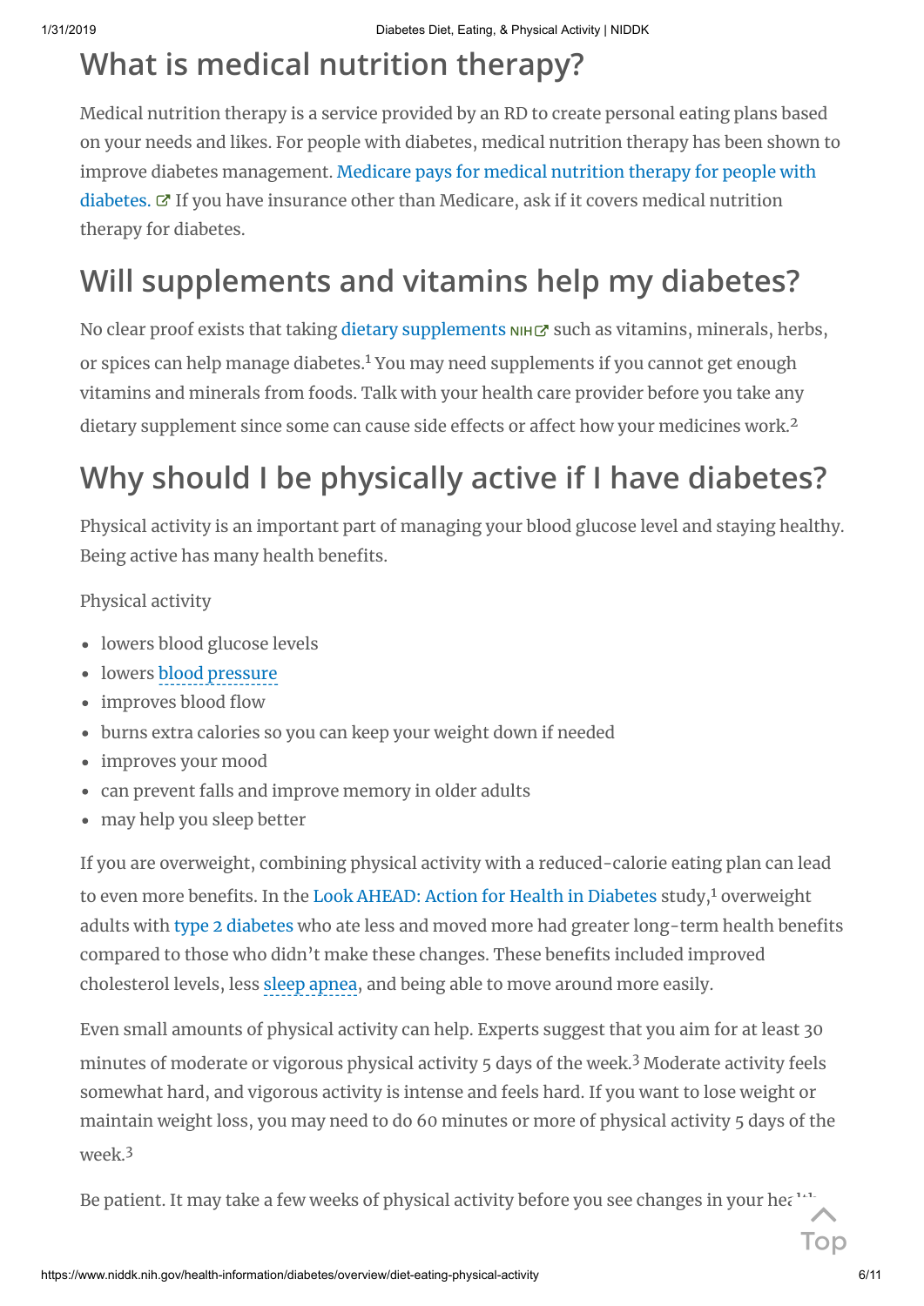## What is medical nutrition therapy?

Medical nutrition therapy is a service provided by an RD to create personal eating plans based on your needs and likes. For people with diabetes, medical nutrition therapy has been shown to improve diabetes management. Medicare pays for medical nutrition therapy for people with diabetes. If you have insurance other than Medicare, ask if it covers medical nutrition therapy for diabetes.

## Will supplements and vitamins help my diabetes?

No clear proof exists that taking dietary supplements such as vitamins, minerals, herbs, or spices can help manage diabetes.[1] You may need supplements if you cannot get enough vitamins and minerals from foods. Talk with your health care provider before you take any dietary supplement since some can cause side effects or affect how your medicines work.[2]

## Why should I be physically active if I have diabetes?

Physical activity is an important part of managing your blood glucose level and staying healthy. Being active has many health benefits.

Physical activity

- lowers blood glucose levels
- lowers blood pressure
- improves blood flow
- burns extra calories so you can keep your weight down if needed
- improves your mood
- can prevent falls and improve memory in older adults
- may help you sleep better

If you are overweight, combining physical activity with a reduced-calorie eating plan can lead to even more benefits. In the Look AHEAD: Action for Health in Diabetes study,[1] overweight adults with type 2 diabetes who ate less and moved more had greater long-term health benefits compared to those who didn't make these changes. These benefits included improved cholesterol levels, less sleep apnea, and being able to move around more easily.

Even small amounts of physical activity can help. Experts suggest that you aim for at least 30 minutes of moderate or vigorous physical activity 5 days of the week.[3] Moderate activity feels somewhat hard, and vigorous activity is intense and feels hard. If you want to lose weight or maintain weight loss, you may need to do 60 minutes or more of physical activity 5 days of the week.[3]

Be patient. It may take a few weeks of physical activity before you see changes in your health.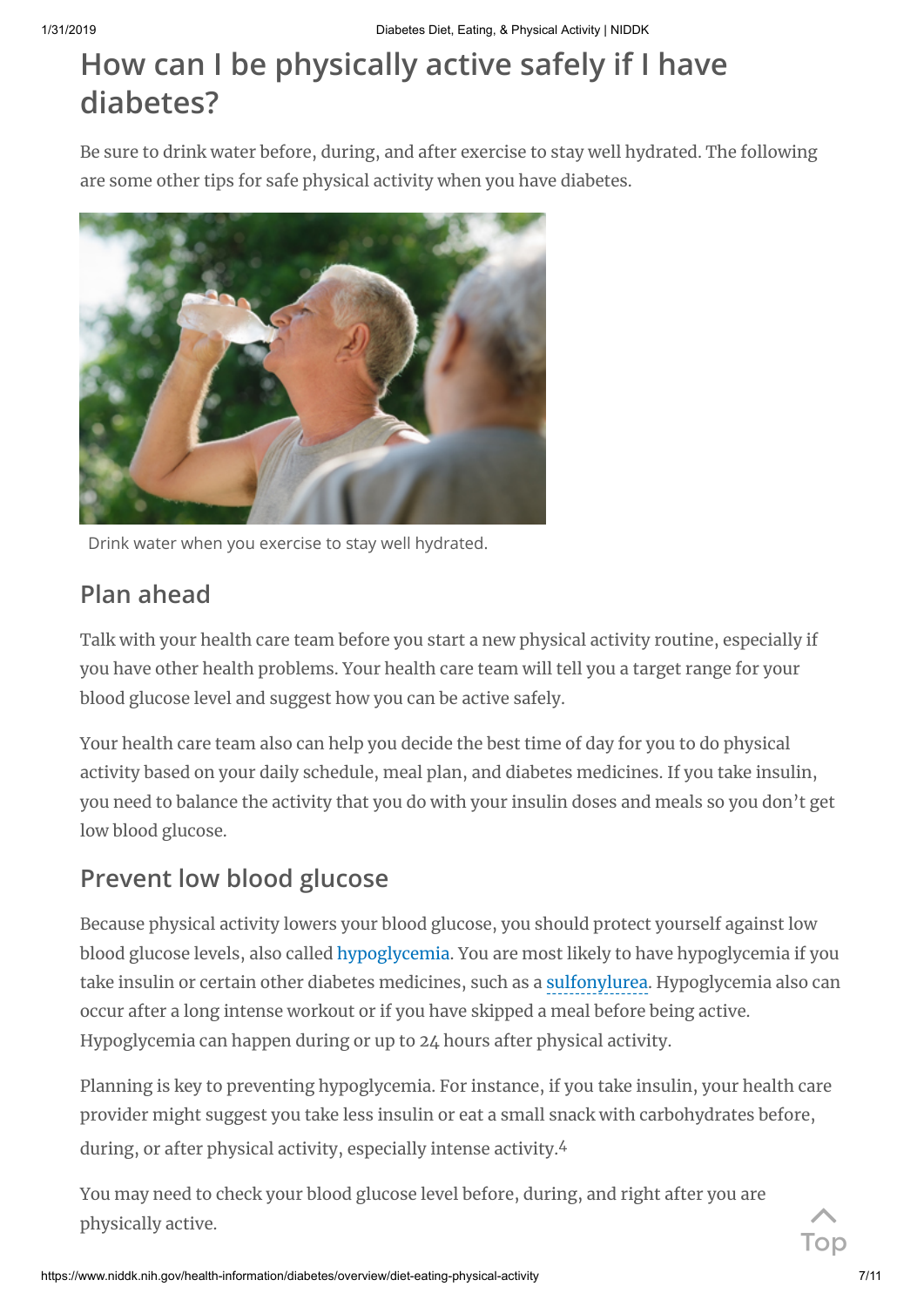# How can I be physically active safely if I have diabetes?

Be sure to drink water before, during, and after exercise to stay well hydrated. The following are some other tips for safe physical activity when you have diabetes.

Drink water when you exercise to stay well hydrated.

## Plan ahead

Talk with your health care team before you start a new physical activity routine, especially if you have other health problems. Your health care team will tell you a target range for your blood glucose level and suggest how you can be active safely.

Your health care team also can help you decide the best time of day for you to do physical activity based on your daily schedule, meal plan, and diabetes medicines. If you take insulin, you need to balance the activity that you do with your insulin doses and meals so you don't get low blood glucose.

## Prevent low blood glucose

Because physical activity lowers your blood glucose, you should protect yourself against low blood glucose levels, also called hypoglycemia. You are most likely to have hypoglycemia if you take insulin or certain other diabetes medicines, such as a sulfonylurea. Hypoglycemia also can occur after a long intense workout or if you have skipped a meal before being active. Hypoglycemia can happen during or up to 24 hours after physical activity.

Planning is key to preventing hypoglycemia. For instance, if you take insulin, your health care provider might suggest you take less insulin or eat a small snack with carbohydrates before, during, or after physical activity, especially intense activity.[4]

You may need to check your blood glucose level before, during, and right after you are physically active.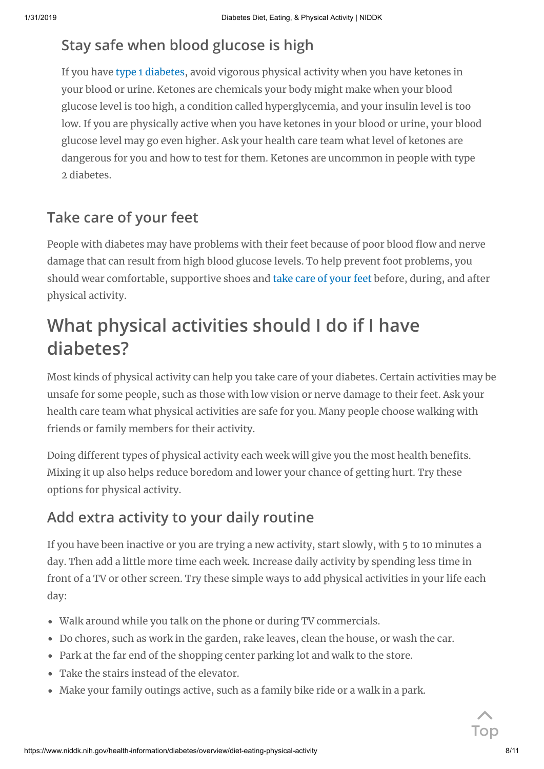### Stay safe when blood glucose is high

If you have type 1 diabetes, avoid vigorous physical activity when you have ketones in your blood or urine. Ketones are chemicals your body might make when your blood glucose level is too high, a condition called hyperglycemia, and your insulin level is too low. If you are physically active when you have ketones in your blood or urine, your blood glucose level may go even higher. Ask your health care team what level of ketones are dangerous for you and how to test for them. Ketones are uncommon in people with type 2 diabetes.

### Take care of your feet

People with diabetes may have problems with their feet because of poor blood flow and nerve damage that can result from high blood glucose levels. To help prevent foot problems, you should wear comfortable, supportive shoes and take care of your feet before, during, and after physical activity.

## What physical activities should I do if I have diabetes?

Most kinds of physical activity can help you take care of your diabetes. Certain activities may be unsafe for some people, such as those with low vision or nerve damage to their feet. Ask your health care team what physical activities are safe for you. Many people choose walking with friends or family members for their activity.

Doing different types of physical activity each week will give you the most health benefits. Mixing it up also helps reduce boredom and lower your chance of getting hurt. Try these options for physical activity.

### Add extra activity to your daily routine

If you have been inactive or you are trying a new activity, start slowly, with 5 to 10 minutes a day. Then add a little more time each week. Increase daily activity by spending less time in front of a TV or other screen. Try these simple ways to add physical activities in your life each day:

- Walk around while you talk on the phone or during TV commercials.
- Do chores, such as work in the garden, rake leaves, clean the house, or wash the car.
- Park at the far end of the shopping center parking lot and walk to the store.
- Take the stairs instead of the elevator.
- Make your family outings active, such as a family bike ride or a walk in a park.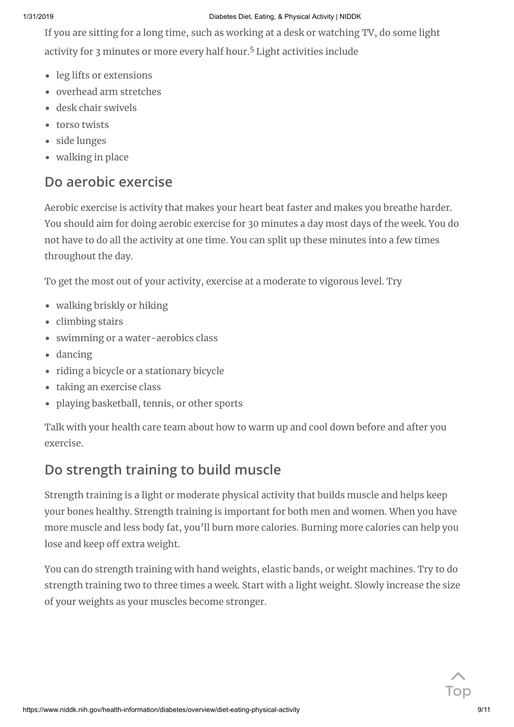If you are sitting for a long time, such as working at a desk or watching TV, do some light activity for 3 minutes or more every half hour.[5] Light activities include

- leg lifts or extensions
- overhead arm stretches
- desk chair swivels
- torso twists
- side lunges
- walking in place

## Do aerobic exercise

Aerobic exercise is activity that makes your heart beat faster and makes you breathe harder. You should aim for doing aerobic exercise for 30 minutes a day most days of the week. You do not have to do all the activity at one time. You can split up these minutes into a few times throughout the day.

To get the most out of your activity, exercise at a moderate to vigorous level. Try

- walking briskly or hiking
- climbing stairs
- swimming or a water-aerobics class
- dancing
- riding a bicycle or a stationary bicycle
- taking an exercise class
- playing basketball, tennis, or other sports

Talk with your health care team about how to warm up and cool down before and after you exercise.

## Do strength training to build muscle

Strength training is a light or moderate physical activity that builds muscle and helps keep your bones healthy. Strength training is important for both men and women. When you have more muscle and less body fat, you'll burn more calories. Burning more calories can help you lose and keep off extra weight.

You can do strength training with hand weights, elastic bands, or weight machines. Try to do strength training two to three times a week. Start with a light weight. Slowly increase the size of your weights as your muscles become stronger.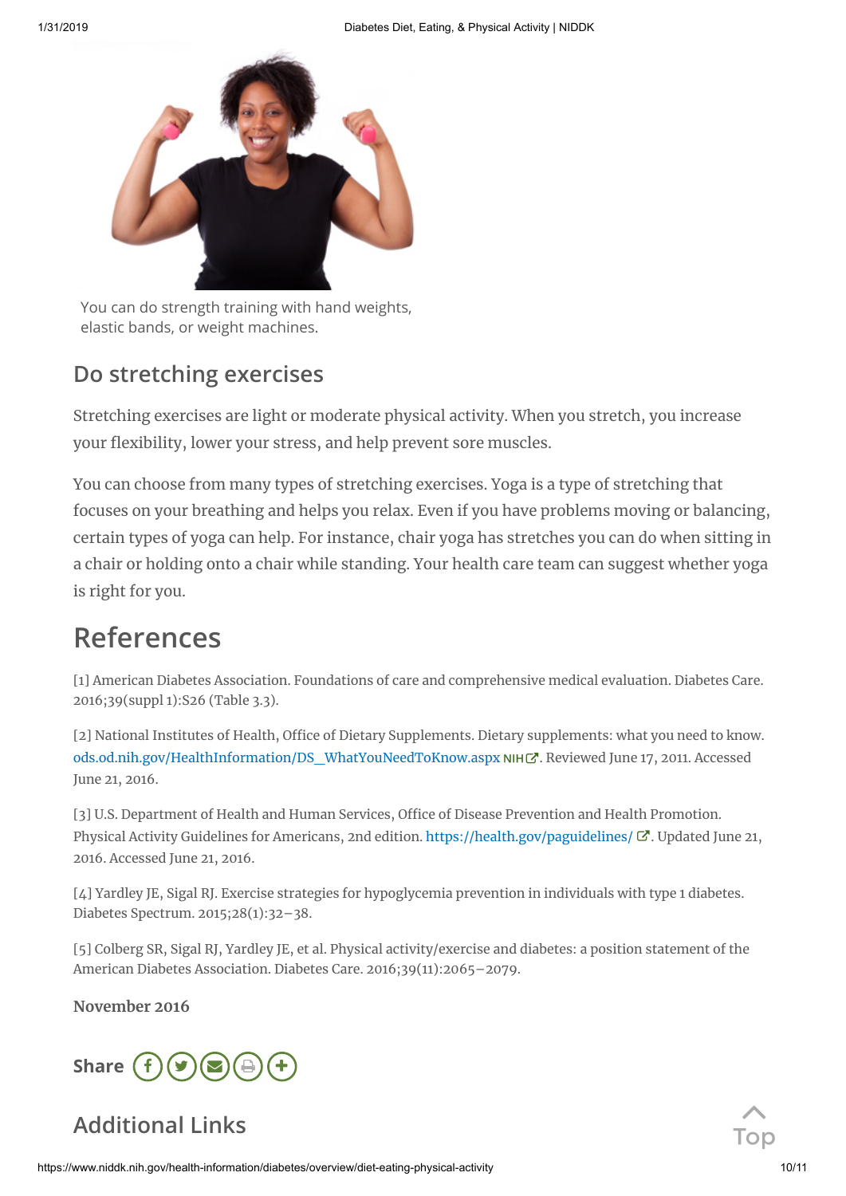You can do strength training with hand weights, elastic bands, or weight machines.

## Do stretching exercises

Stretching exercises are light or moderate physical activity. When you stretch, you increase your flexibility, lower your stress, and help prevent sore muscles.

You can choose from many types of stretching exercises. Yoga is a type of stretching that focuses on your breathing and helps you relax. Even if you have problems moving or balancing, certain types of yoga can help. For instance, chair yoga has stretches you can do when sitting in a chair or holding onto a chair while standing. Your health care team can suggest whether yoga is right for you.

# References

[1] American Diabetes Association. Foundations of care and comprehensive medical evaluation. Diabetes Care. 2016;39(suppl 1):S26 (Table 3.3).

[2] National Institutes of Health, Office of Dietary Supplements. Dietary supplements: what you need to know. ods.od.nih.gov/HealthInformation/DS_WhatYouNeedToKnow.aspx NIH. Reviewed June 17, 2011. Accessed June 21, 2016.

[3] U.S. Department of Health and Human Services, Office of Disease Prevention and Health Promotion. Physical Activity Guidelines for Americans, 2nd edition. https://health.gov/paguidelines/. Updated June 21, 2016. Accessed June 21, 2016.

[4] Yardley JE, Sigal RJ. Exercise strategies for hypoglycemia prevention in individuals with type 1 diabetes. Diabetes Spectrum. 2015;28(1):32–38.

[5] Colberg SR, Sigal RJ, Yardley JE, et al. Physical activity/exercise and diabetes: a position statement of the American Diabetes Association. Diabetes Care. 2016;39(11):2065–2079.

**November 2016**

**Share**

## Additional Links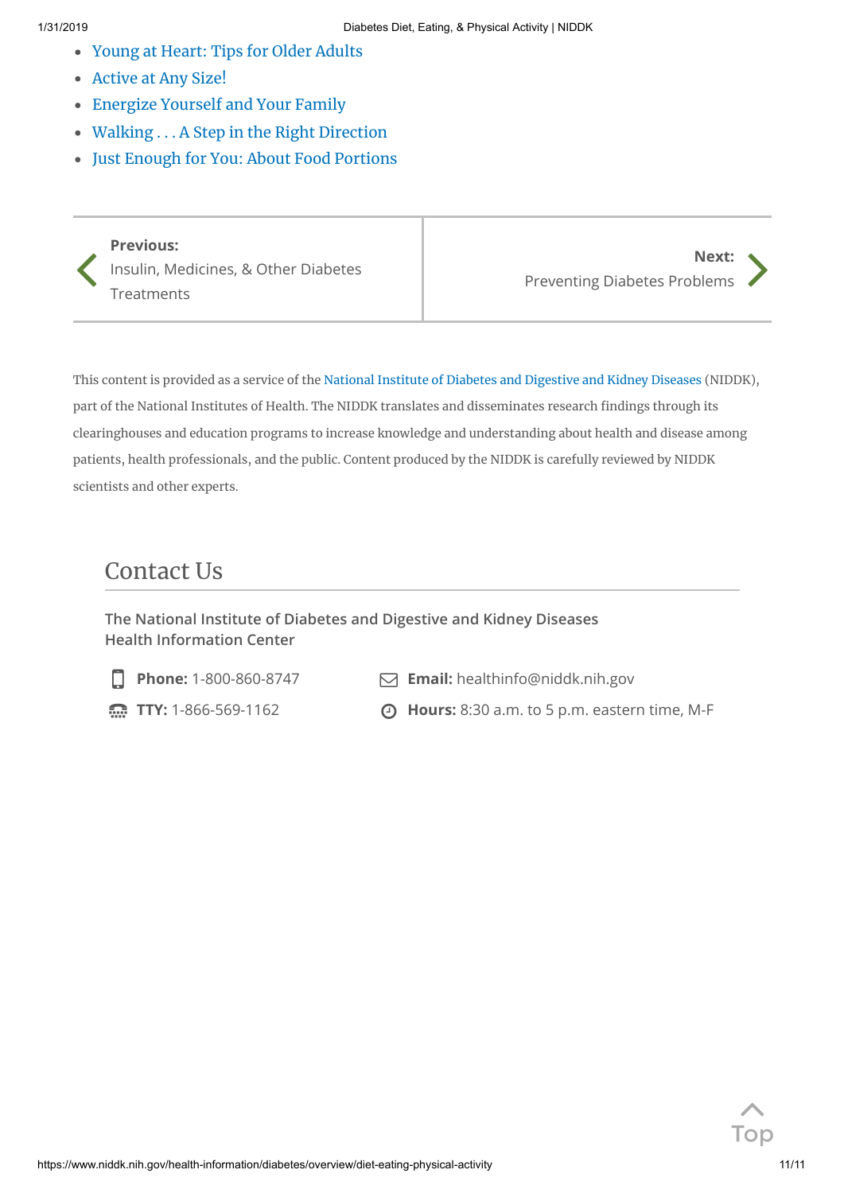- Young at Heart: Tips for Older Adults
- Active at Any Size!
- Energize Yourself and Your Family
- Walking . . . A Step in the Right Direction
- Just Enough for You: About Food Portions

**Previous:**
Insulin, Medicines, & Other Diabetes Treatments

**Next:**
Preventing Diabetes Problems

This content is provided as a service of the National Institute of Diabetes and Digestive and Kidney Diseases (NIDDK), part of the National Institutes of Health. The NIDDK translates and disseminates research findings through its clearinghouses and education programs to increase knowledge and understanding about health and disease among patients, health professionals, and the public. Content produced by the NIDDK is carefully reviewed by NIDDK scientists and other experts.

## Contact Us

**The National Institute of Diabetes and Digestive and Kidney Diseases Health Information Center**

**Phone:** 1-800-860-8747

**TTY:** 1-866-569-1162

**Email:** healthinfo@niddk.nih.gov

**Hours:** 8:30 a.m. to 5 p.m. eastern time, M-F